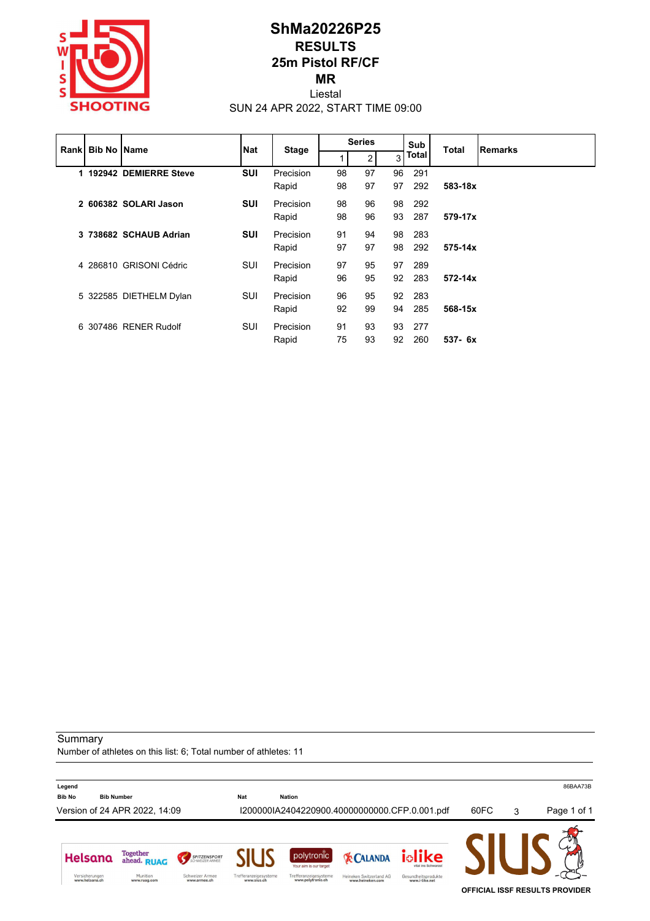# ShMa20226P25

## RESULTS

## 25m Pistol RF/CF

## MR

Liestal

SUN 24 APR 2022, START TIME 09:00

| Rank | Bib No | Name | Nat | Stage | Series 1 | Series 2 | Series 3 | Sub Total | Total | Remarks |
|---|---|---|---|---|---|---|---|---|---|---|
| **1** | **192942** | **DEMIERRE Steve** | **SUI** | Precision | 98 | 97 | 96 | 291 | | |
| | | | | Rapid | 98 | 97 | 97 | 292 | **583-18x** | |
| **2** | **606382** | **SOLARI Jason** | **SUI** | Precision | 98 | 96 | 98 | 292 | | |
| | | | | Rapid | 98 | 96 | 93 | 287 | **579-17x** | |
| **3** | **738682** | **SCHAUB Adrian** | **SUI** | Precision | 91 | 94 | 98 | 283 | | |
| | | | | Rapid | 97 | 97 | 98 | 292 | **575-14x** | |
| 4 | 286810 | GRISONI Cédric | SUI | Precision | 97 | 95 | 97 | 289 | | |
| | | | | Rapid | 96 | 95 | 92 | 283 | **572-14x** | |
| 5 | 322585 | DIETHELM Dylan | SUI | Precision | 96 | 95 | 92 | 283 | | |
| | | | | Rapid | 92 | 99 | 94 | 285 | **568-15x** | |
| 6 | 307486 | RENER Rudolf | SUI | Precision | 91 | 93 | 93 | 277 | | |
| | | | | Rapid | 75 | 93 | 92 | 260 | **537- 6x** | |

Summary

Number of athletes on this list: 6; Total number of athletes: 11

**Legend**

**Bib No** Bib Number **Nat** Nation

Version of 24 APR 2022, 14:09 I200000IA2404220900.40000000000.CFP.0.001.pdf 60FC 3 86BAA73B

OFFICIAL ISSF RESULTS PROVIDER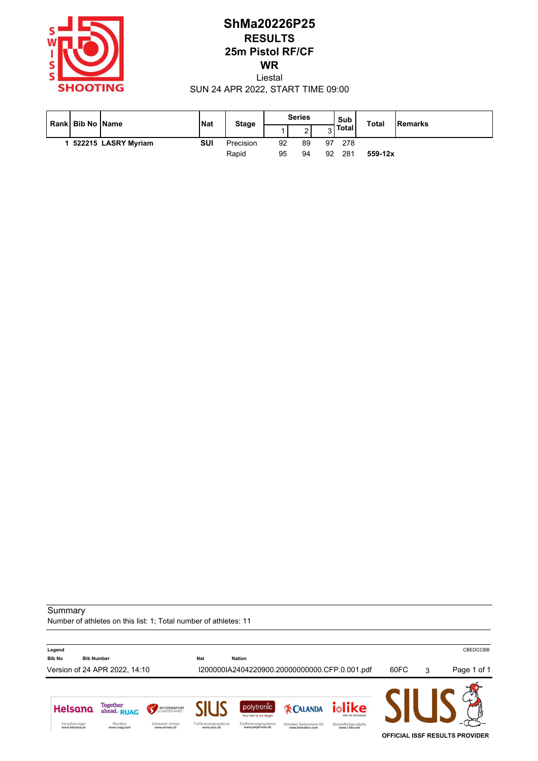# ShMa20226P25

## RESULTS

## 25m Pistol RF/CF

## WR

Liestal

SUN 24 APR 2022, START TIME 09:00

| Rank | Bib No | Name | Nat | Stage | Series | | | Sub Total | Total | Remarks |
|---|---|---|---|---|---|---|---|---|---|---|
| | | | | | 1 | 2 | 3 | | | |
| **1** | **522215** | **LASRY Myriam** | **SUI** | Precision | 92 | 89 | 97 | 278 | | |
| | | | | Rapid | 95 | 94 | 92 | 281 | **559-12x** | |

Summary

Number of athletes on this list: 1; Total number of athletes: 11

**Legend**

| | | | |
|---|---|---|---|
| **Bib No** | **Bib Number** | **Nat** | **Nation** |

CBEDCCBB

Version of 24 APR 2022, 14:10 I200000IA2404220900.20000000000.CFP.0.001.pdf 60FC 3

OFFICIAL ISSF RESULTS PROVIDER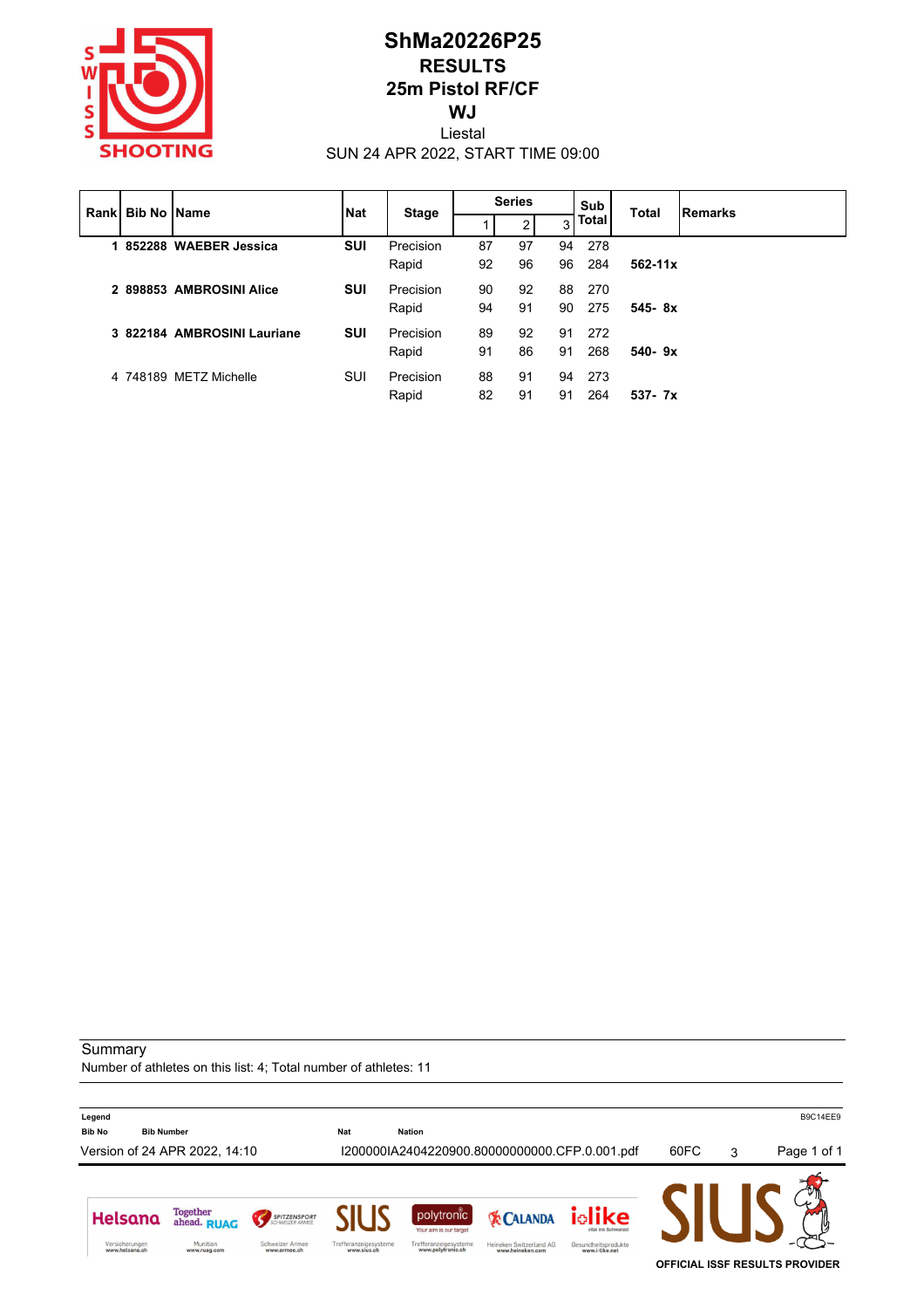# ShMa20226P25

## RESULTS

## 25m Pistol RF/CF

## WJ

Liestal

SUN 24 APR 2022, START TIME 09:00

| Rank | Bib No | Name | Nat | Stage | Series | | | Sub Total | Total | Remarks |
|---|---|---|---|---|---|---|---|---|---|---|
| | | | | | 1 | 2 | 3 | | | |
| **1** | **852288** | **WAEBER Jessica** | **SUI** | Precision | 87 | 97 | 94 | 278 | | |
| | | | | Rapid | 92 | 96 | 96 | 284 | **562-11x** | |
| **2** | **898853** | **AMBROSINI Alice** | **SUI** | Precision | 90 | 92 | 88 | 270 | | |
| | | | | Rapid | 94 | 91 | 90 | 275 | **545- 8x** | |
| **3** | **822184** | **AMBROSINI Lauriane** | **SUI** | Precision | 89 | 92 | 91 | 272 | | |
| | | | | Rapid | 91 | 86 | 91 | 268 | **540- 9x** | |
| 4 | 748189 | METZ Michelle | SUI | Precision | 88 | 91 | 94 | 273 | | |
| | | | | Rapid | 82 | 91 | 91 | 264 | **537- 7x** | |

Summary

Number of athletes on this list: 4; Total number of athletes: 11

**Legend**

**Bib No** Bib Number **Nat** Nation

B9C14EE9

Version of 24 APR 2022, 14:10 I200000IA2404220900.80000000000.CFP.0.001.pdf 60FC 3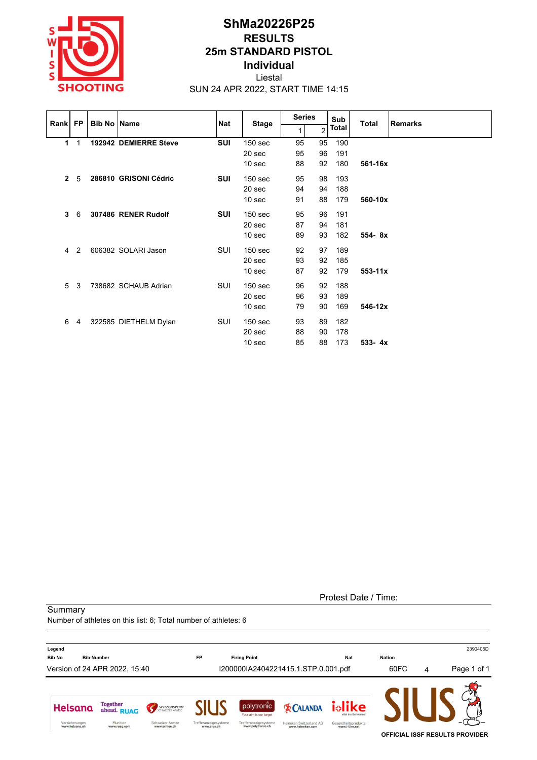# ShMa20226P25

## RESULTS

## 25m STANDARD PISTOL

## Individual

Liestal

SUN 24 APR 2022, START TIME 14:15

| Rank | FP | Bib No | Name | Nat | Stage | Series 1 | Series 2 | Sub Total | Total | Remarks |
|---|---|---|---|---|---|---|---|---|---|---|
| **1** | 1 | **192942** | **DEMIERRE Steve** | **SUI** | 150 sec | 95 | 95 | 190 | | |
| | | | | | 20 sec | 95 | 96 | 191 | | |
| | | | | | 10 sec | 88 | 92 | 180 | **561-16x** | |
| **2** | 5 | **286810** | **GRISONI Cédric** | **SUI** | 150 sec | 95 | 98 | 193 | | |
| | | | | | 20 sec | 94 | 94 | 188 | | |
| | | | | | 10 sec | 91 | 88 | 179 | **560-10x** | |
| **3** | 6 | **307486** | **RENER Rudolf** | **SUI** | 150 sec | 95 | 96 | 191 | | |
| | | | | | 20 sec | 87 | 94 | 181 | | |
| | | | | | 10 sec | 89 | 93 | 182 | **554- 8x** | |
| 4 | 2 | 606382 | SOLARI Jason | SUI | 150 sec | 92 | 97 | 189 | | |
| | | | | | 20 sec | 93 | 92 | 185 | | |
| | | | | | 10 sec | 87 | 92 | 179 | **553-11x** | |
| 5 | 3 | 738682 | SCHAUB Adrian | SUI | 150 sec | 96 | 92 | 188 | | |
| | | | | | 20 sec | 96 | 93 | 189 | | |
| | | | | | 10 sec | 79 | 90 | 169 | **546-12x** | |
| 6 | 4 | 322585 | DIETHELM Dylan | SUI | 150 sec | 93 | 89 | 182 | | |
| | | | | | 20 sec | 88 | 90 | 178 | | |
| | | | | | 10 sec | 85 | 88 | 173 | **533- 4x** | |

Protest Date / Time:

Summary

Number of athletes on this list: 6; Total number of athletes: 6

Legend

| Bib No | Bib Number | FP | Firing Point | Nat | Nation |
|---|---|---|---|---|---|

2390405D

Version of 24 APR 2022, 15:40 — I200000IA2404221415.1.STP.0.001.pdf — 60FC — 4

OFFICIAL ISSF RESULTS PROVIDER